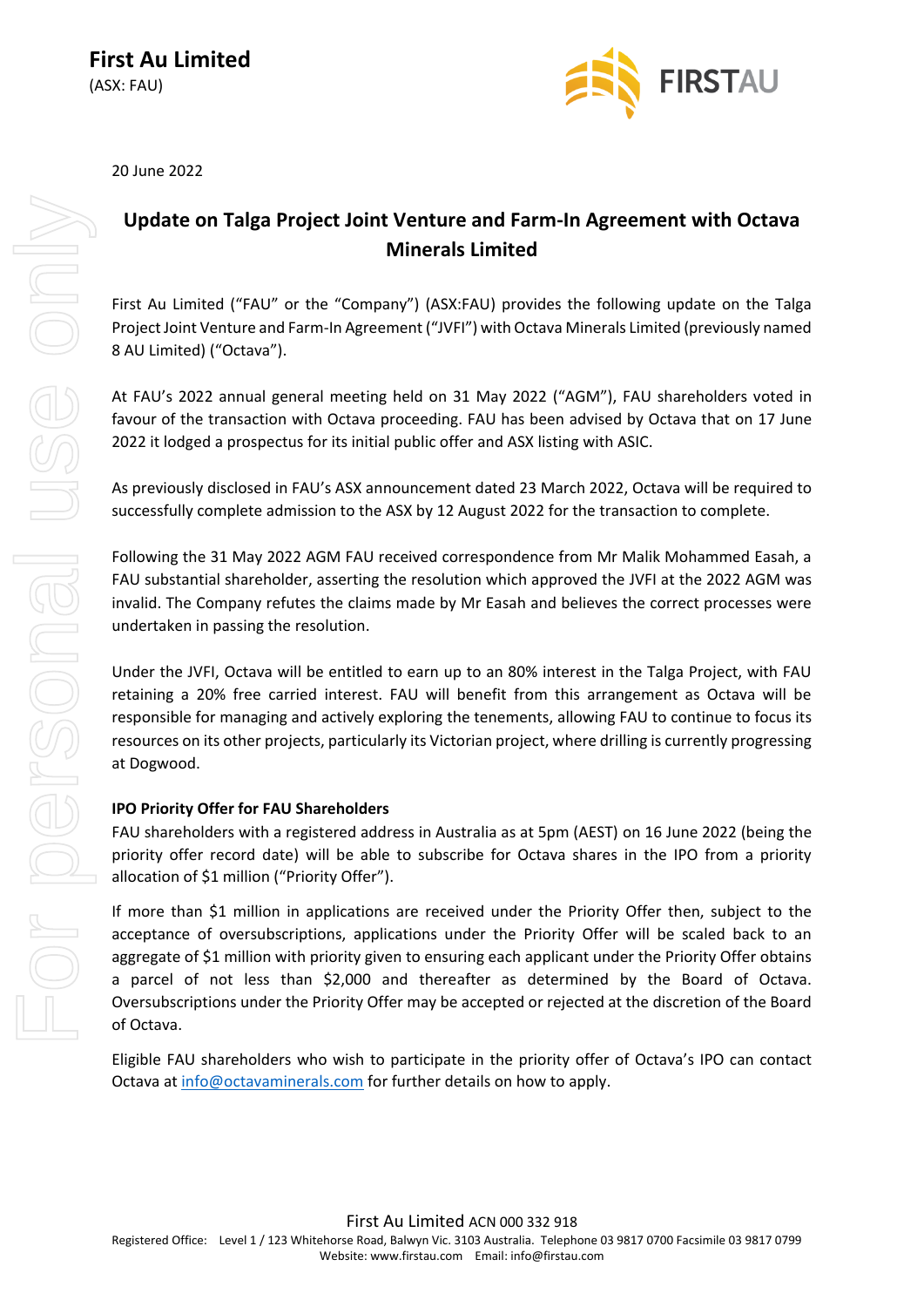**First Au Limited**
(ASX: FAU)

20 June 2022

## Update on Talga Project Joint Venture and Farm-In Agreement with Octava Minerals Limited

First Au Limited ("FAU" or the "Company") (ASX:FAU) provides the following update on the Talga Project Joint Venture and Farm-In Agreement ("JVFI") with Octava Minerals Limited (previously named 8 AU Limited) ("Octava").

At FAU's 2022 annual general meeting held on 31 May 2022 ("AGM"), FAU shareholders voted in favour of the transaction with Octava proceeding. FAU has been advised by Octava that on 17 June 2022 it lodged a prospectus for its initial public offer and ASX listing with ASIC.

As previously disclosed in FAU's ASX announcement dated 23 March 2022, Octava will be required to successfully complete admission to the ASX by 12 August 2022 for the transaction to complete.

Following the 31 May 2022 AGM FAU received correspondence from Mr Malik Mohammed Easah, a FAU substantial shareholder, asserting the resolution which approved the JVFI at the 2022 AGM was invalid. The Company refutes the claims made by Mr Easah and believes the correct processes were undertaken in passing the resolution.

Under the JVFI, Octava will be entitled to earn up to an 80% interest in the Talga Project, with FAU retaining a 20% free carried interest. FAU will benefit from this arrangement as Octava will be responsible for managing and actively exploring the tenements, allowing FAU to continue to focus its resources on its other projects, particularly its Victorian project, where drilling is currently progressing at Dogwood.

### IPO Priority Offer for FAU Shareholders

FAU shareholders with a registered address in Australia as at 5pm (AEST) on 16 June 2022 (being the priority offer record date) will be able to subscribe for Octava shares in the IPO from a priority allocation of $1 million ("Priority Offer").

If more than $1 million in applications are received under the Priority Offer then, subject to the acceptance of oversubscriptions, applications under the Priority Offer will be scaled back to an aggregate of $1 million with priority given to ensuring each applicant under the Priority Offer obtains a parcel of not less than $2,000 and thereafter as determined by the Board of Octava. Oversubscriptions under the Priority Offer may be accepted or rejected at the discretion of the Board of Octava.

Eligible FAU shareholders who wish to participate in the priority offer of Octava's IPO can contact Octava at info@octavaminerals.com for further details on how to apply.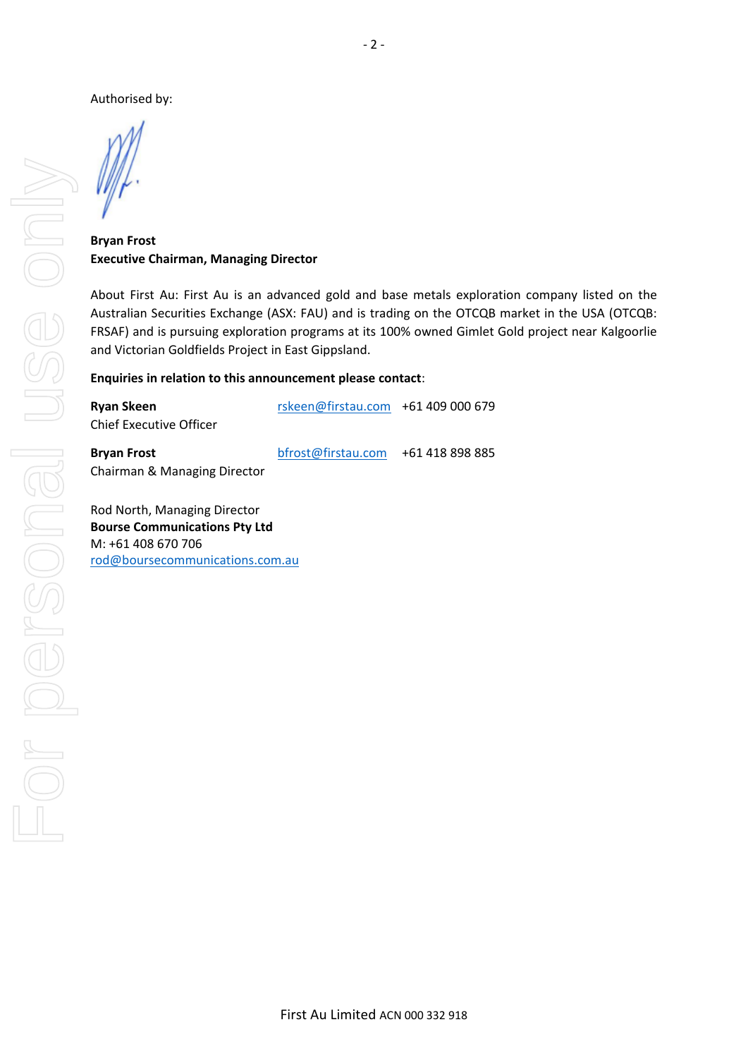Authorised by:

**Bryan Frost**
**Executive Chairman, Managing Director**

About First Au: First Au is an advanced gold and base metals exploration company listed on the Australian Securities Exchange (ASX: FAU) and is trading on the OTCQB market in the USA (OTCQB: FRSAF) and is pursuing exploration programs at its 100% owned Gimlet Gold project near Kalgoorlie and Victorian Goldfields Project in East Gippsland.

**Enquiries in relation to this announcement please contact**:

**Ryan Skeen**
Chief Executive Officer
rskeen@firstau.com +61 409 000 679

**Bryan Frost**
Chairman & Managing Director
bfrost@firstau.com +61 418 898 885

Rod North, Managing Director
**Bourse Communications Pty Ltd**
M: +61 408 670 706
rod@boursecommunications.com.au

First Au Limited ACN 000 332 918